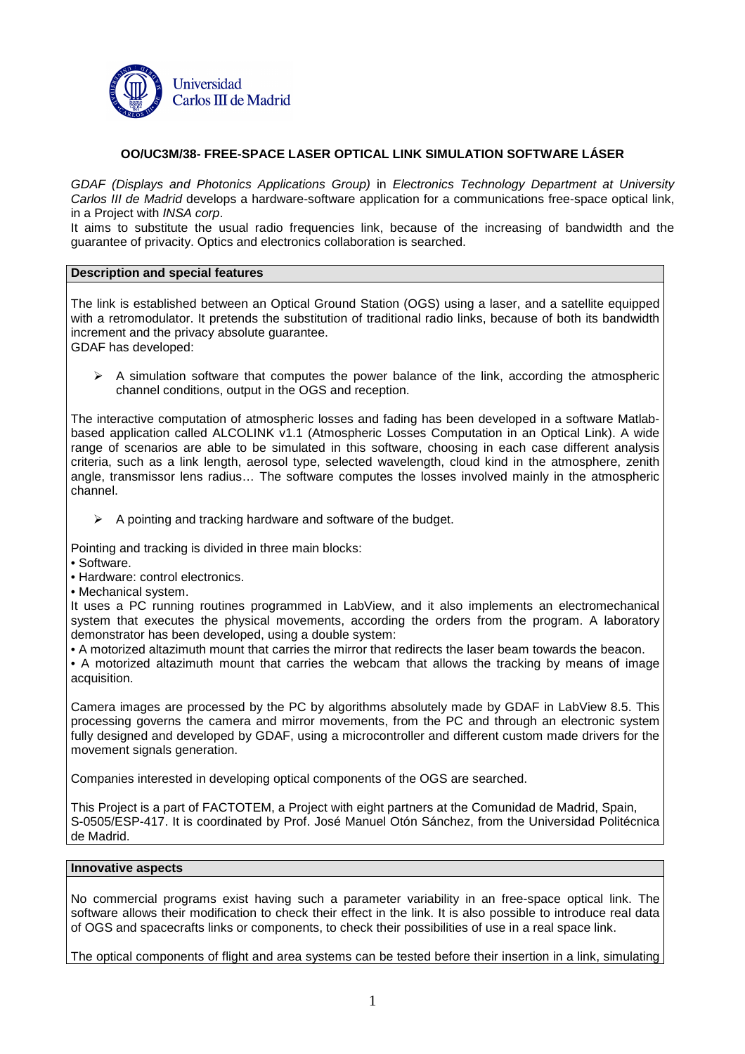# OO/UC3M/38- FREE-SPACE LASER OPTICAL LINK SIMULATION SOFTWARE LÁSER

*GDAF (Displays and Photonics Applications Group)* in *Electronics Technology Department at University Carlos III de Madrid* develops a hardware-software application for a communications free-space optical link, in a Project with *INSA corp*.

It aims to substitute the usual radio frequencies link, because of the increasing of bandwidth and the guarantee of privacity. Optics and electronics collaboration is searched.

## Description and special features

The link is established between an Optical Ground Station (OGS) using a laser, and a satellite equipped with a retromodulator. It pretends the substitution of traditional radio links, because of both its bandwidth increment and the privacy absolute guarantee.
GDAF has developed:

- A simulation software that computes the power balance of the link, according the atmospheric channel conditions, output in the OGS and reception.

The interactive computation of atmospheric losses and fading has been developed in a software Matlab-based application called ALCOLINK v1.1 (Atmospheric Losses Computation in an Optical Link). A wide range of scenarios are able to be simulated in this software, choosing in each case different analysis criteria, such as a link length, aerosol type, selected wavelength, cloud kind in the atmosphere, zenith angle, transmissor lens radius… The software computes the losses involved mainly in the atmospheric channel.

- A pointing and tracking hardware and software of the budget.

Pointing and tracking is divided in three main blocks:

- Software.
- Hardware: control electronics.
- Mechanical system.

It uses a PC running routines programmed in LabView, and it also implements an electromechanical system that executes the physical movements, according the orders from the program. A laboratory demonstrator has been developed, using a double system:

- A motorized altazimuth mount that carries the mirror that redirects the laser beam towards the beacon.
- A motorized altazimuth mount that carries the webcam that allows the tracking by means of image acquisition.

Camera images are processed by the PC by algorithms absolutely made by GDAF in LabView 8.5. This processing governs the camera and mirror movements, from the PC and through an electronic system fully designed and developed by GDAF, using a microcontroller and different custom made drivers for the movement signals generation.

Companies interested in developing optical components of the OGS are searched.

This Project is a part of FACTOTEM, a Project with eight partners at the Comunidad de Madrid, Spain, S-0505/ESP-417. It is coordinated by Prof. José Manuel Otón Sánchez, from the Universidad Politécnica de Madrid.

## Innovative aspects

No commercial programs exist having such a parameter variability in an free-space optical link. The software allows their modification to check their effect in the link. It is also possible to introduce real data of OGS and spacecrafts links or components, to check their possibilities of use in a real space link.

The optical components of flight and area systems can be tested before their insertion in a link, simulating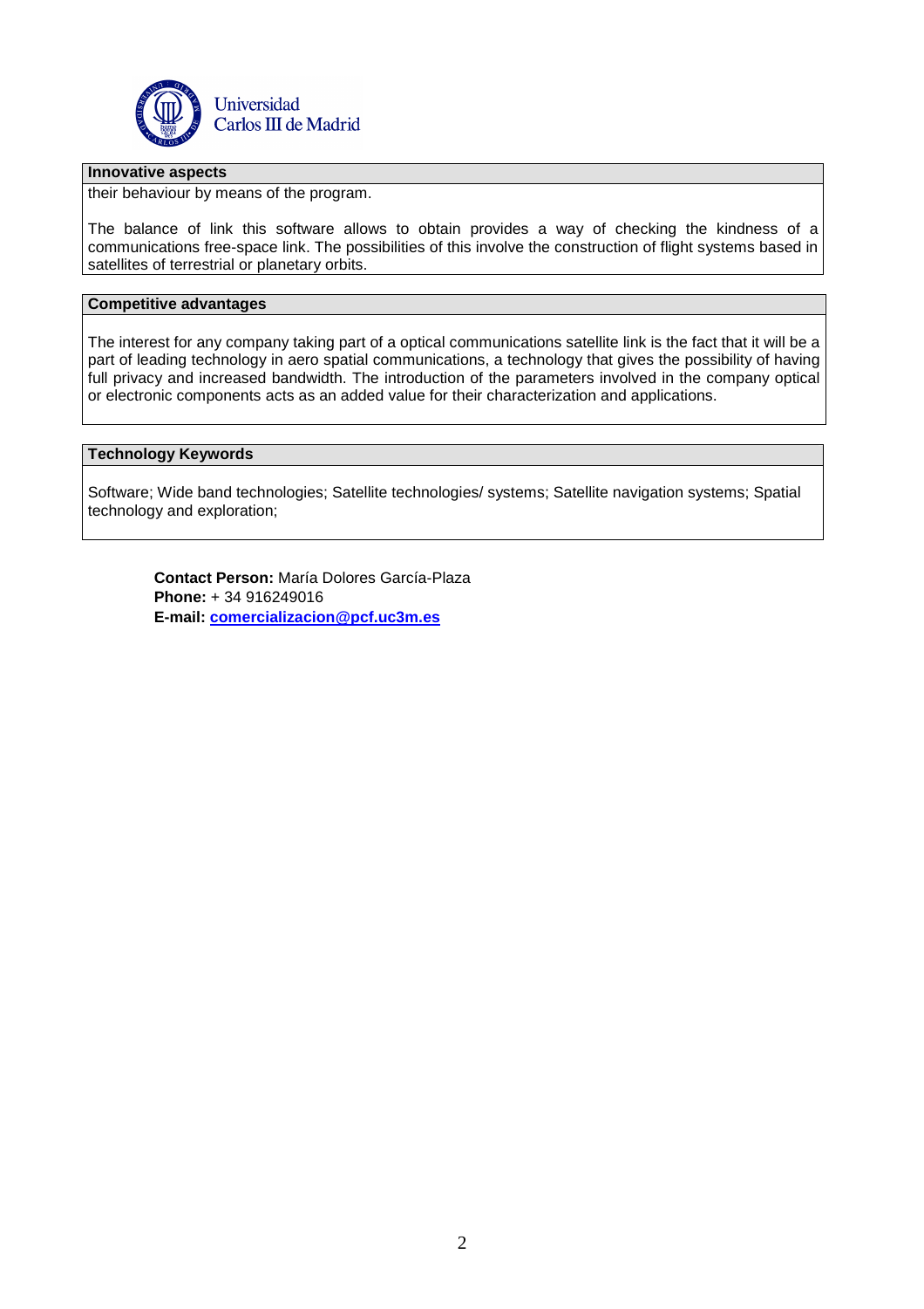**Innovative aspects**

their behaviour by means of the program.

The balance of link this software allows to obtain provides a way of checking the kindness of a communications free-space link. The possibilities of this involve the construction of flight systems based in satellites of terrestrial or planetary orbits.

**Competitive advantages**

The interest for any company taking part of a optical communications satellite link is the fact that it will be a part of leading technology in aero spatial communications, a technology that gives the possibility of having full privacy and increased bandwidth. The introduction of the parameters involved in the company optical or electronic components acts as an added value for their characterization and applications.

**Technology Keywords**

Software; Wide band technologies; Satellite technologies/ systems; Satellite navigation systems; Spatial technology and exploration;

**Contact Person:** María Dolores García-Plaza
**Phone:** + 34 916249016
**E-mail:** comercializacion@pcf.uc3m.es